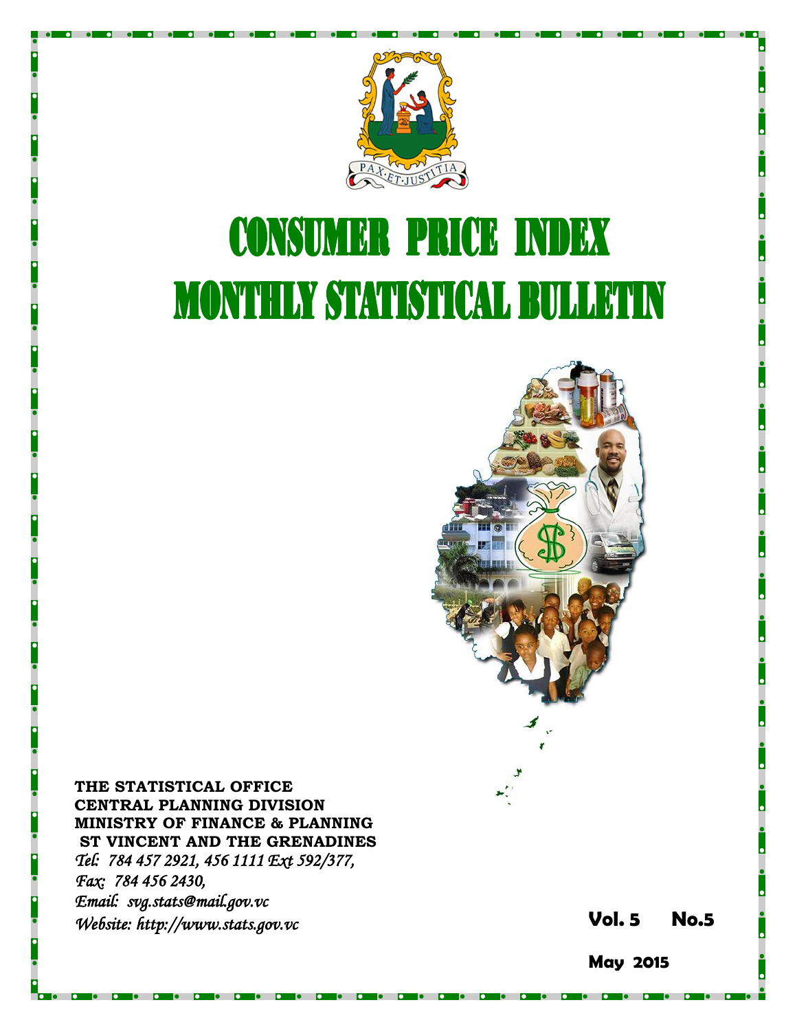PAX·ET·JUSTITIA

# CONSUMER PRICE INDEX

# MONTHLY STATISTICAL BULLETIN

**THE STATISTICAL OFFICE**
**CENTRAL PLANNING DIVISION**
**MINISTRY OF FINANCE & PLANNING**
**ST VINCENT AND THE GRENADINES**

*Tel: 784 457 2921, 456 1111 Ext 592/377,*
*Fax: 784 456 2430,*
*Email: svg.stats@mail.gov.vc*
*Website: http://www.stats.gov.vc*

**Vol. 5 No.5**

**May 2015**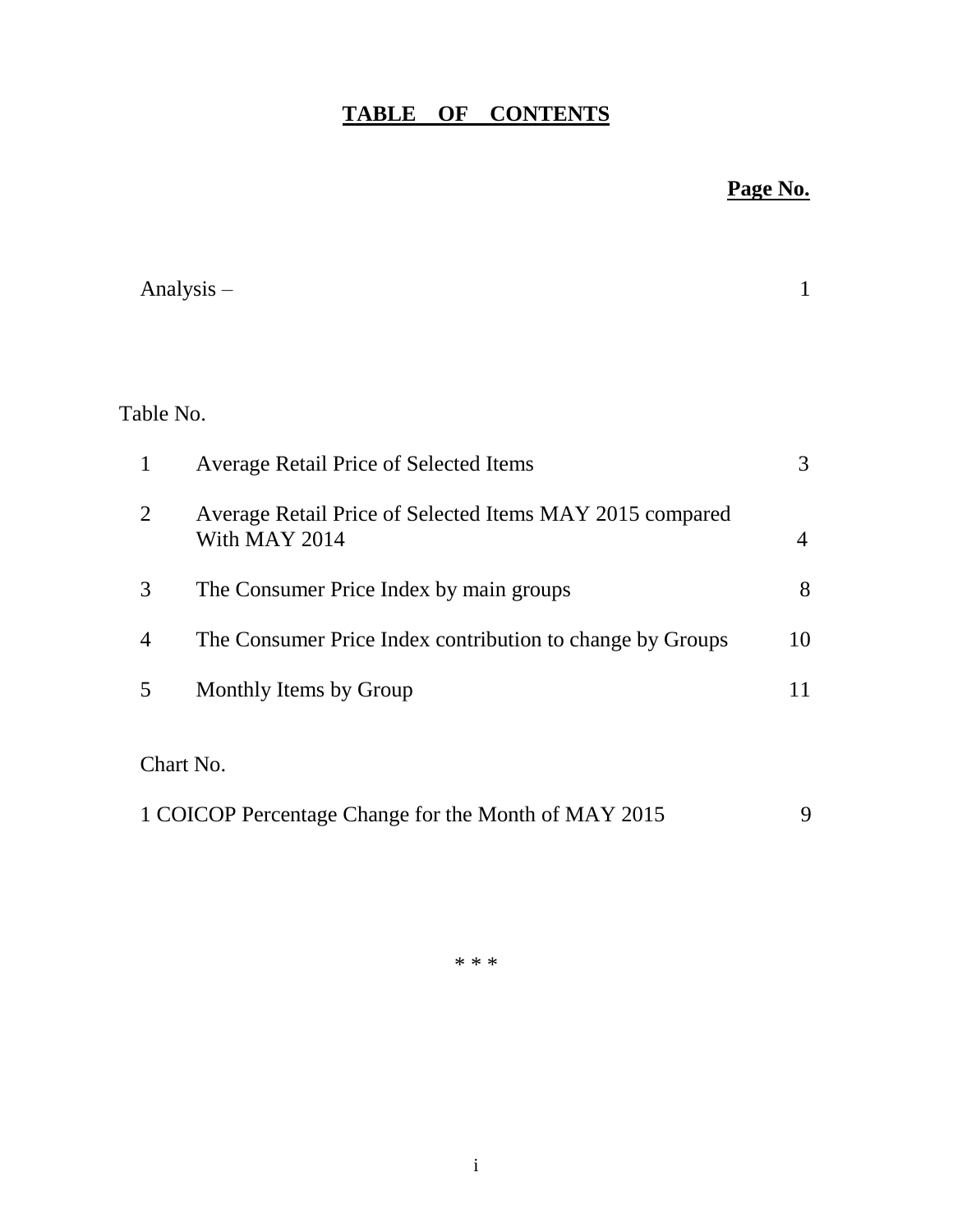# TABLE OF CONTENTS

| | | Page No. |
|---|---|---|
| Analysis – | | 1 |
| **Table No.** | | |
| 1 | Average Retail Price of Selected Items | 3 |
| 2 | Average Retail Price of Selected Items MAY 2015 compared With MAY 2014 | 4 |
| 3 | The Consumer Price Index by main groups | 8 |
| 4 | The Consumer Price Index contribution to change by Groups | 10 |
| 5 | Monthly Items by Group | 11 |
| **Chart No.** | | |
| 1 | COICOP Percentage Change for the Month of MAY 2015 | 9 |

\* \* \*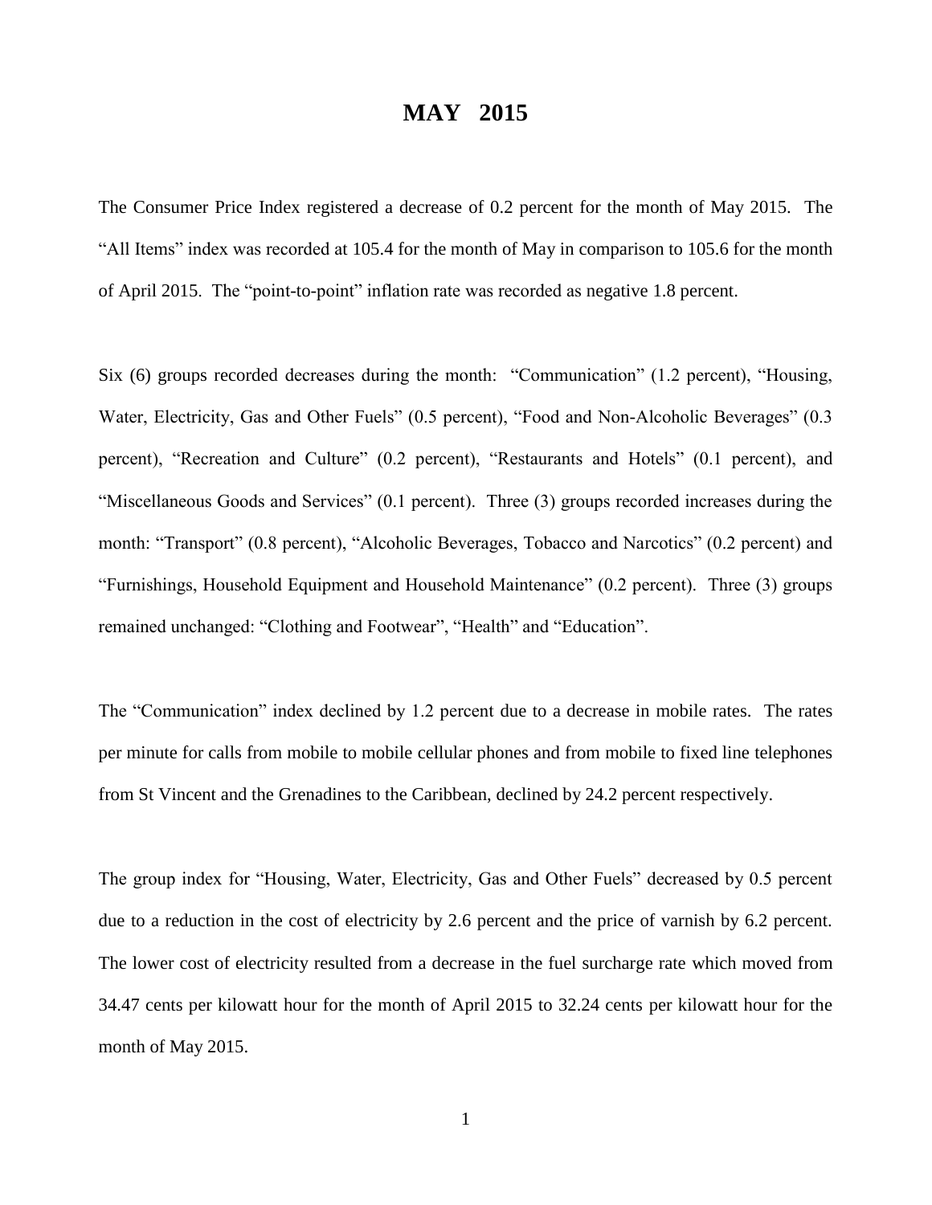# MAY 2015

The Consumer Price Index registered a decrease of 0.2 percent for the month of May 2015. The "All Items" index was recorded at 105.4 for the month of May in comparison to 105.6 for the month of April 2015. The "point-to-point" inflation rate was recorded as negative 1.8 percent.

Six (6) groups recorded decreases during the month: "Communication" (1.2 percent), "Housing, Water, Electricity, Gas and Other Fuels" (0.5 percent), "Food and Non-Alcoholic Beverages" (0.3 percent), "Recreation and Culture" (0.2 percent), "Restaurants and Hotels" (0.1 percent), and "Miscellaneous Goods and Services" (0.1 percent). Three (3) groups recorded increases during the month: "Transport" (0.8 percent), "Alcoholic Beverages, Tobacco and Narcotics" (0.2 percent) and "Furnishings, Household Equipment and Household Maintenance" (0.2 percent). Three (3) groups remained unchanged: "Clothing and Footwear", "Health" and "Education".

The "Communication" index declined by 1.2 percent due to a decrease in mobile rates. The rates per minute for calls from mobile to mobile cellular phones and from mobile to fixed line telephones from St Vincent and the Grenadines to the Caribbean, declined by 24.2 percent respectively.

The group index for "Housing, Water, Electricity, Gas and Other Fuels" decreased by 0.5 percent due to a reduction in the cost of electricity by 2.6 percent and the price of varnish by 6.2 percent. The lower cost of electricity resulted from a decrease in the fuel surcharge rate which moved from 34.47 cents per kilowatt hour for the month of April 2015 to 32.24 cents per kilowatt hour for the month of May 2015.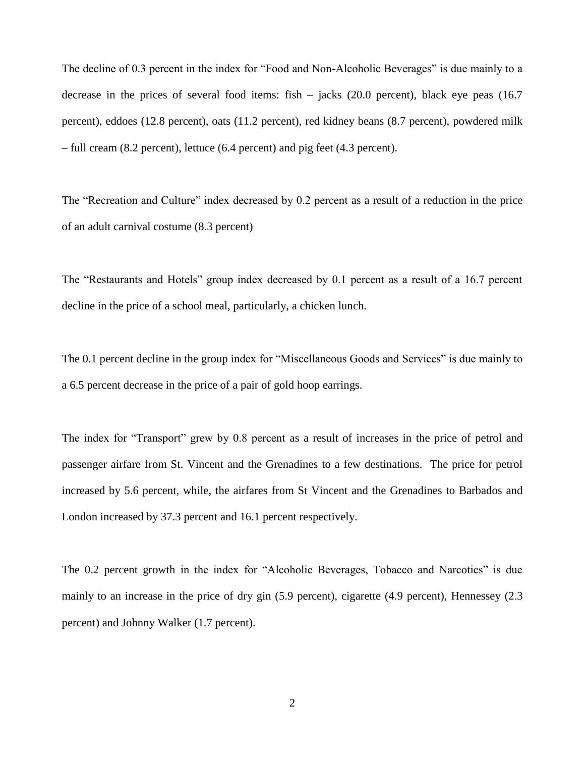The decline of 0.3 percent in the index for "Food and Non-Alcoholic Beverages" is due mainly to a decrease in the prices of several food items: fish – jacks (20.0 percent), black eye peas (16.7 percent), eddoes (12.8 percent), oats (11.2 percent), red kidney beans (8.7 percent), powdered milk – full cream (8.2 percent), lettuce (6.4 percent) and pig feet (4.3 percent).

The "Recreation and Culture" index decreased by 0.2 percent as a result of a reduction in the price of an adult carnival costume (8.3 percent)

The "Restaurants and Hotels" group index decreased by 0.1 percent as a result of a 16.7 percent decline in the price of a school meal, particularly, a chicken lunch.

The 0.1 percent decline in the group index for "Miscellaneous Goods and Services" is due mainly to a 6.5 percent decrease in the price of a pair of gold hoop earrings.

The index for "Transport" grew by 0.8 percent as a result of increases in the price of petrol and passenger airfare from St. Vincent and the Grenadines to a few destinations. The price for petrol increased by 5.6 percent, while, the airfares from St Vincent and the Grenadines to Barbados and London increased by 37.3 percent and 16.1 percent respectively.

The 0.2 percent growth in the index for "Alcoholic Beverages, Tobacco and Narcotics" is due mainly to an increase in the price of dry gin (5.9 percent), cigarette (4.9 percent), Hennessey (2.3 percent) and Johnny Walker (1.7 percent).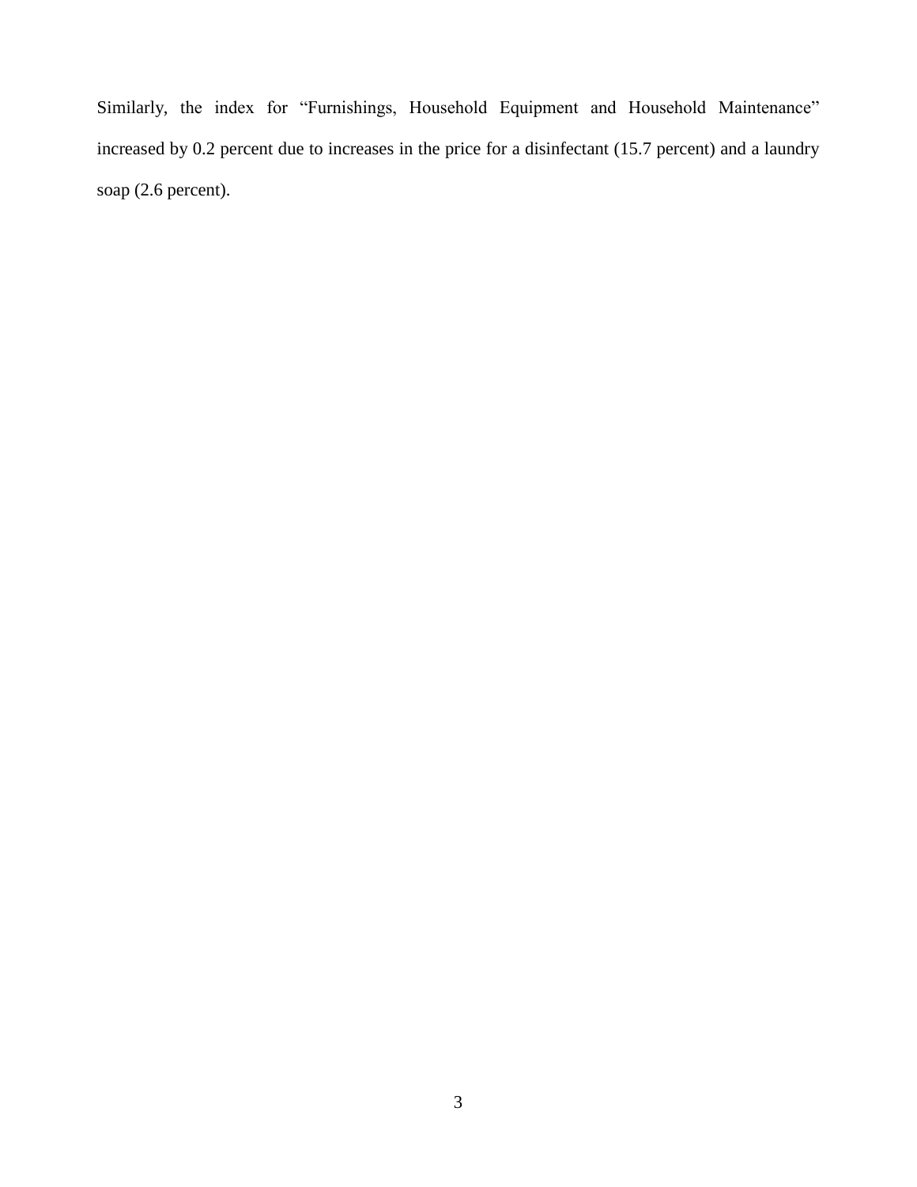Similarly, the index for “Furnishings, Household Equipment and Household Maintenance” increased by 0.2 percent due to increases in the price for a disinfectant (15.7 percent) and a laundry soap (2.6 percent).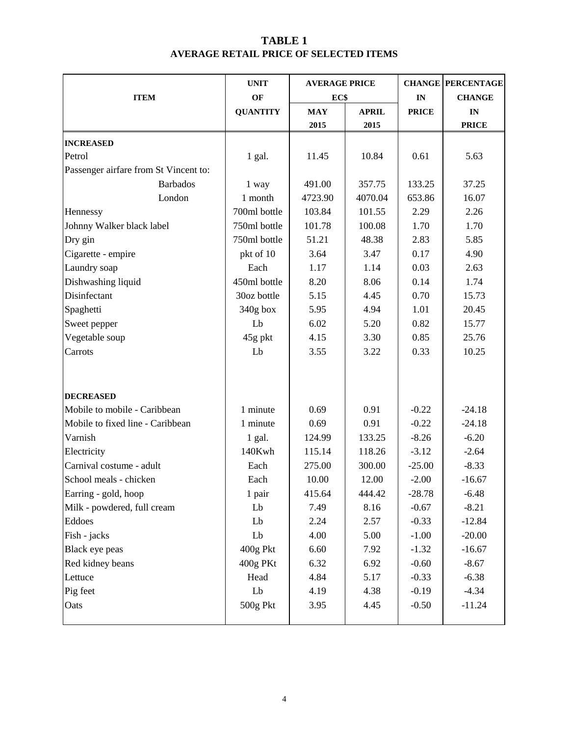# TABLE 1
## AVERAGE RETAIL PRICE OF SELECTED ITEMS

| ITEM | UNIT OF QUANTITY | AVERAGE PRICE EC$ | | CHANGE IN PRICE | PERCENTAGE CHANGE IN PRICE |
|---|---|---|---|---|---|
| | | MAY 2015 | APRIL 2015 | | |
| **INCREASED** | | | | | |
| Petrol | 1 gal. | 11.45 | 10.84 | 0.61 | 5.63 |
| Passenger airfare from St Vincent to: | | | | | |
| Barbados | 1 way | 491.00 | 357.75 | 133.25 | 37.25 |
| London | 1 month | 4723.90 | 4070.04 | 653.86 | 16.07 |
| Hennessy | 700ml bottle | 103.84 | 101.55 | 2.29 | 2.26 |
| Johnny Walker black label | 750ml bottle | 101.78 | 100.08 | 1.70 | 1.70 |
| Dry gin | 750ml bottle | 51.21 | 48.38 | 2.83 | 5.85 |
| Cigarette - empire | pkt of 10 | 3.64 | 3.47 | 0.17 | 4.90 |
| Laundry soap | Each | 1.17 | 1.14 | 0.03 | 2.63 |
| Dishwashing liquid | 450ml bottle | 8.20 | 8.06 | 0.14 | 1.74 |
| Disinfectant | 30oz bottle | 5.15 | 4.45 | 0.70 | 15.73 |
| Spaghetti | 340g box | 5.95 | 4.94 | 1.01 | 20.45 |
| Sweet pepper | Lb | 6.02 | 5.20 | 0.82 | 15.77 |
| Vegetable soup | 45g pkt | 4.15 | 3.30 | 0.85 | 25.76 |
| Carrots | Lb | 3.55 | 3.22 | 0.33 | 10.25 |
| **DECREASED** | | | | | |
| Mobile to mobile - Caribbean | 1 minute | 0.69 | 0.91 | -0.22 | -24.18 |
| Mobile to fixed line - Caribbean | 1 minute | 0.69 | 0.91 | -0.22 | -24.18 |
| Varnish | 1 gal. | 124.99 | 133.25 | -8.26 | -6.20 |
| Electricity | 140Kwh | 115.14 | 118.26 | -3.12 | -2.64 |
| Carnival costume - adult | Each | 275.00 | 300.00 | -25.00 | -8.33 |
| School meals - chicken | Each | 10.00 | 12.00 | -2.00 | -16.67 |
| Earring - gold, hoop | 1 pair | 415.64 | 444.42 | -28.78 | -6.48 |
| Milk - powdered, full cream | Lb | 7.49 | 8.16 | -0.67 | -8.21 |
| Eddoes | Lb | 2.24 | 2.57 | -0.33 | -12.84 |
| Fish - jacks | Lb | 4.00 | 5.00 | -1.00 | -20.00 |
| Black eye peas | 400g Pkt | 6.60 | 7.92 | -1.32 | -16.67 |
| Red kidney beans | 400g PKt | 6.32 | 6.92 | -0.60 | -8.67 |
| Lettuce | Head | 4.84 | 5.17 | -0.33 | -6.38 |
| Pig feet | Lb | 4.19 | 4.38 | -0.19 | -4.34 |
| Oats | 500g Pkt | 3.95 | 4.45 | -0.50 | -11.24 |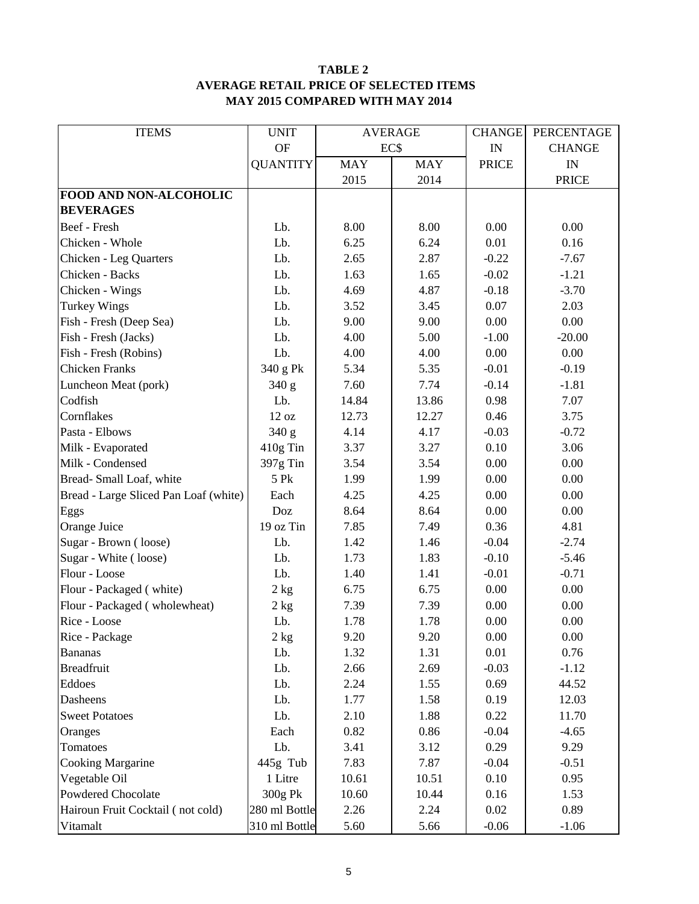**TABLE 2**
**AVERAGE RETAIL PRICE OF SELECTED ITEMS**
**MAY 2015 COMPARED WITH MAY 2014**

| ITEMS | UNIT OF QUANTITY | AVERAGE EC$ | | CHANGE IN PRICE | PERCENTAGE CHANGE IN PRICE |
|---|---|---|---|---|---|
| | | MAY 2015 | MAY 2014 | | |
| **FOOD AND NON-ALCOHOLIC BEVERAGES** | | | | | |
| Beef - Fresh | Lb. | 8.00 | 8.00 | 0.00 | 0.00 |
| Chicken - Whole | Lb. | 6.25 | 6.24 | 0.01 | 0.16 |
| Chicken - Leg Quarters | Lb. | 2.65 | 2.87 | -0.22 | -7.67 |
| Chicken - Backs | Lb. | 1.63 | 1.65 | -0.02 | -1.21 |
| Chicken - Wings | Lb. | 4.69 | 4.87 | -0.18 | -3.70 |
| Turkey Wings | Lb. | 3.52 | 3.45 | 0.07 | 2.03 |
| Fish - Fresh (Deep Sea) | Lb. | 9.00 | 9.00 | 0.00 | 0.00 |
| Fish - Fresh (Jacks) | Lb. | 4.00 | 5.00 | -1.00 | -20.00 |
| Fish - Fresh (Robins) | Lb. | 4.00 | 4.00 | 0.00 | 0.00 |
| Chicken Franks | 340 g Pk | 5.34 | 5.35 | -0.01 | -0.19 |
| Luncheon Meat (pork) | 340 g | 7.60 | 7.74 | -0.14 | -1.81 |
| Codfish | Lb. | 14.84 | 13.86 | 0.98 | 7.07 |
| Cornflakes | 12 oz | 12.73 | 12.27 | 0.46 | 3.75 |
| Pasta - Elbows | 340 g | 4.14 | 4.17 | -0.03 | -0.72 |
| Milk - Evaporated | 410g Tin | 3.37 | 3.27 | 0.10 | 3.06 |
| Milk - Condensed | 397g Tin | 3.54 | 3.54 | 0.00 | 0.00 |
| Bread- Small Loaf, white | 5 Pk | 1.99 | 1.99 | 0.00 | 0.00 |
| Bread - Large Sliced Pan Loaf (white) | Each | 4.25 | 4.25 | 0.00 | 0.00 |
| Eggs | Doz | 8.64 | 8.64 | 0.00 | 0.00 |
| Orange Juice | 19 oz Tin | 7.85 | 7.49 | 0.36 | 4.81 |
| Sugar - Brown ( loose) | Lb. | 1.42 | 1.46 | -0.04 | -2.74 |
| Sugar - White ( loose) | Lb. | 1.73 | 1.83 | -0.10 | -5.46 |
| Flour - Loose | Lb. | 1.40 | 1.41 | -0.01 | -0.71 |
| Flour - Packaged ( white) | 2 kg | 6.75 | 6.75 | 0.00 | 0.00 |
| Flour - Packaged ( wholewheat) | 2 kg | 7.39 | 7.39 | 0.00 | 0.00 |
| Rice - Loose | Lb. | 1.78 | 1.78 | 0.00 | 0.00 |
| Rice - Package | 2 kg | 9.20 | 9.20 | 0.00 | 0.00 |
| Bananas | Lb. | 1.32 | 1.31 | 0.01 | 0.76 |
| Breadfruit | Lb. | 2.66 | 2.69 | -0.03 | -1.12 |
| Eddoes | Lb. | 2.24 | 1.55 | 0.69 | 44.52 |
| Dasheens | Lb. | 1.77 | 1.58 | 0.19 | 12.03 |
| Sweet Potatoes | Lb. | 2.10 | 1.88 | 0.22 | 11.70 |
| Oranges | Each | 0.82 | 0.86 | -0.04 | -4.65 |
| Tomatoes | Lb. | 3.41 | 3.12 | 0.29 | 9.29 |
| Cooking Margarine | 445g Tub | 7.83 | 7.87 | -0.04 | -0.51 |
| Vegetable Oil | 1 Litre | 10.61 | 10.51 | 0.10 | 0.95 |
| Powdered Chocolate | 300g Pk | 10.60 | 10.44 | 0.16 | 1.53 |
| Hairoun Fruit Cocktail ( not cold) | 280 ml Bottle | 2.26 | 2.24 | 0.02 | 0.89 |
| Vitamalt | 310 ml Bottle | 5.60 | 5.66 | -0.06 | -1.06 |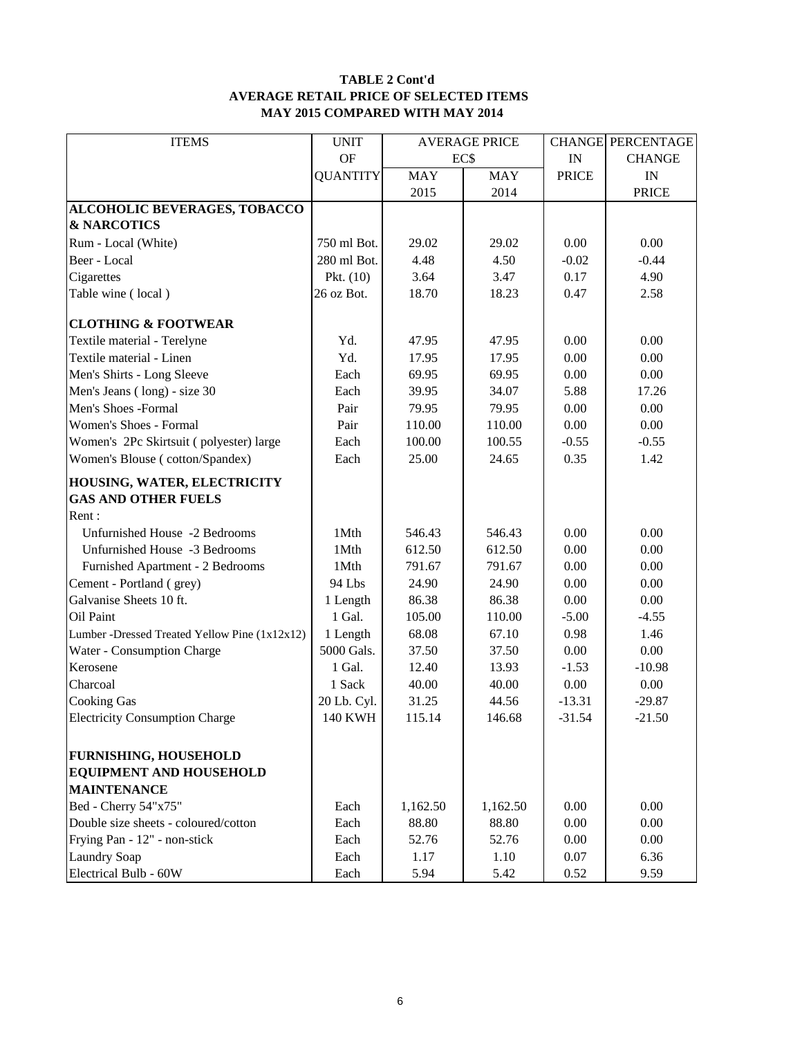**TABLE 2 Cont'd**
**AVERAGE RETAIL PRICE OF SELECTED ITEMS**
**MAY 2015 COMPARED WITH MAY 2014**

| ITEMS | UNIT OF QUANTITY | AVERAGE PRICE EC$ MAY 2015 | AVERAGE PRICE EC$ MAY 2014 | CHANGE IN PRICE | PERCENTAGE CHANGE IN PRICE |
|---|---|---|---|---|---|
| **ALCOHOLIC BEVERAGES, TOBACCO & NARCOTICS** | | | | | |
| Rum - Local (White) | 750 ml Bot. | 29.02 | 29.02 | 0.00 | 0.00 |
| Beer - Local | 280 ml Bot. | 4.48 | 4.50 | -0.02 | -0.44 |
| Cigarettes | Pkt. (10) | 3.64 | 3.47 | 0.17 | 4.90 |
| Table wine ( local ) | 26 oz Bot. | 18.70 | 18.23 | 0.47 | 2.58 |
| **CLOTHING & FOOTWEAR** | | | | | |
| Textile material - Terelyne | Yd. | 47.95 | 47.95 | 0.00 | 0.00 |
| Textile material - Linen | Yd. | 17.95 | 17.95 | 0.00 | 0.00 |
| Men's Shirts - Long Sleeve | Each | 69.95 | 69.95 | 0.00 | 0.00 |
| Men's Jeans ( long) - size 30 | Each | 39.95 | 34.07 | 5.88 | 17.26 |
| Men's Shoes -Formal | Pair | 79.95 | 79.95 | 0.00 | 0.00 |
| Women's Shoes - Formal | Pair | 110.00 | 110.00 | 0.00 | 0.00 |
| Women's 2Pc Skirtsuit ( polyester) large | Each | 100.00 | 100.55 | -0.55 | -0.55 |
| Women's Blouse ( cotton/Spandex) | Each | 25.00 | 24.65 | 0.35 | 1.42 |
| **HOUSING, WATER, ELECTRICITY GAS AND OTHER FUELS** | | | | | |
| Rent : | | | | | |
| Unfurnished House -2 Bedrooms | 1Mth | 546.43 | 546.43 | 0.00 | 0.00 |
| Unfurnished House -3 Bedrooms | 1Mth | 612.50 | 612.50 | 0.00 | 0.00 |
| Furnished Apartment - 2 Bedrooms | 1Mth | 791.67 | 791.67 | 0.00 | 0.00 |
| Cement - Portland ( grey) | 94 Lbs | 24.90 | 24.90 | 0.00 | 0.00 |
| Galvanise Sheets 10 ft. | 1 Length | 86.38 | 86.38 | 0.00 | 0.00 |
| Oil Paint | 1 Gal. | 105.00 | 110.00 | -5.00 | -4.55 |
| Lumber -Dressed Treated Yellow Pine (1x12x12) | 1 Length | 68.08 | 67.10 | 0.98 | 1.46 |
| Water - Consumption Charge | 5000 Gals. | 37.50 | 37.50 | 0.00 | 0.00 |
| Kerosene | 1 Gal. | 12.40 | 13.93 | -1.53 | -10.98 |
| Charcoal | 1 Sack | 40.00 | 40.00 | 0.00 | 0.00 |
| Cooking Gas | 20 Lb. Cyl. | 31.25 | 44.56 | -13.31 | -29.87 |
| Electricity Consumption Charge | 140 KWH | 115.14 | 146.68 | -31.54 | -21.50 |
| **FURNISHING, HOUSEHOLD EQUIPMENT AND HOUSEHOLD MAINTENANCE** | | | | | |
| Bed - Cherry 54"x75" | Each | 1,162.50 | 1,162.50 | 0.00 | 0.00 |
| Double size sheets - coloured/cotton | Each | 88.80 | 88.80 | 0.00 | 0.00 |
| Frying Pan - 12" - non-stick | Each | 52.76 | 52.76 | 0.00 | 0.00 |
| Laundry Soap | Each | 1.17 | 1.10 | 0.07 | 6.36 |
| Electrical Bulb - 60W | Each | 5.94 | 5.42 | 0.52 | 9.59 |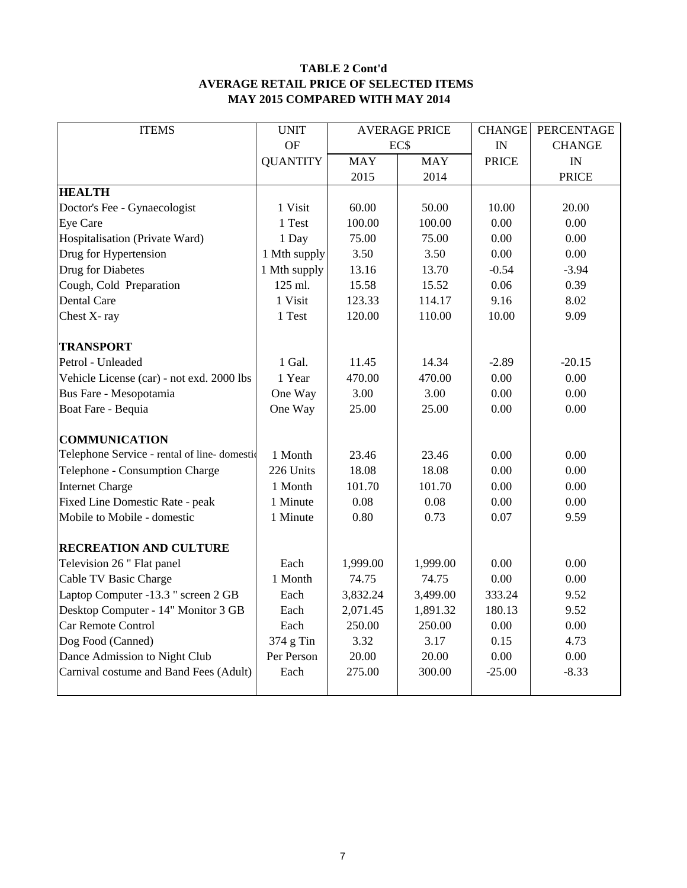**TABLE 2 Cont'd**
**AVERAGE RETAIL PRICE OF SELECTED ITEMS**
**MAY 2015 COMPARED WITH MAY 2014**

| ITEMS | UNIT OF QUANTITY | AVERAGE PRICE EC$ MAY 2015 | AVERAGE PRICE EC$ MAY 2014 | CHANGE IN PRICE | PERCENTAGE CHANGE IN PRICE |
|---|---|---|---|---|---|
| **HEALTH** | | | | | |
| Doctor's Fee - Gynaecologist | 1 Visit | 60.00 | 50.00 | 10.00 | 20.00 |
| Eye Care | 1 Test | 100.00 | 100.00 | 0.00 | 0.00 |
| Hospitalisation (Private Ward) | 1 Day | 75.00 | 75.00 | 0.00 | 0.00 |
| Drug for Hypertension | 1 Mth supply | 3.50 | 3.50 | 0.00 | 0.00 |
| Drug for Diabetes | 1 Mth supply | 13.16 | 13.70 | -0.54 | -3.94 |
| Cough, Cold Preparation | 125 ml. | 15.58 | 15.52 | 0.06 | 0.39 |
| Dental Care | 1 Visit | 123.33 | 114.17 | 9.16 | 8.02 |
| Chest X- ray | 1 Test | 120.00 | 110.00 | 10.00 | 9.09 |
| **TRANSPORT** | | | | | |
| Petrol - Unleaded | 1 Gal. | 11.45 | 14.34 | -2.89 | -20.15 |
| Vehicle License (car) - not exd. 2000 lbs | 1 Year | 470.00 | 470.00 | 0.00 | 0.00 |
| Bus Fare - Mesopotamia | One Way | 3.00 | 3.00 | 0.00 | 0.00 |
| Boat Fare - Bequia | One Way | 25.00 | 25.00 | 0.00 | 0.00 |
| **COMMUNICATION** | | | | | |
| Telephone Service - rental of line- domestic | 1 Month | 23.46 | 23.46 | 0.00 | 0.00 |
| Telephone - Consumption Charge | 226 Units | 18.08 | 18.08 | 0.00 | 0.00 |
| Internet Charge | 1 Month | 101.70 | 101.70 | 0.00 | 0.00 |
| Fixed Line Domestic Rate - peak | 1 Minute | 0.08 | 0.08 | 0.00 | 0.00 |
| Mobile to Mobile - domestic | 1 Minute | 0.80 | 0.73 | 0.07 | 9.59 |
| **RECREATION AND CULTURE** | | | | | |
| Television 26 " Flat panel | Each | 1,999.00 | 1,999.00 | 0.00 | 0.00 |
| Cable TV Basic Charge | 1 Month | 74.75 | 74.75 | 0.00 | 0.00 |
| Laptop Computer -13.3 " screen 2 GB | Each | 3,832.24 | 3,499.00 | 333.24 | 9.52 |
| Desktop Computer - 14" Monitor 3 GB | Each | 2,071.45 | 1,891.32 | 180.13 | 9.52 |
| Car Remote Control | Each | 250.00 | 250.00 | 0.00 | 0.00 |
| Dog Food (Canned) | 374 g Tin | 3.32 | 3.17 | 0.15 | 4.73 |
| Dance Admission to Night Club | Per Person | 20.00 | 20.00 | 0.00 | 0.00 |
| Carnival costume and Band Fees (Adult) | Each | 275.00 | 300.00 | -25.00 | -8.33 |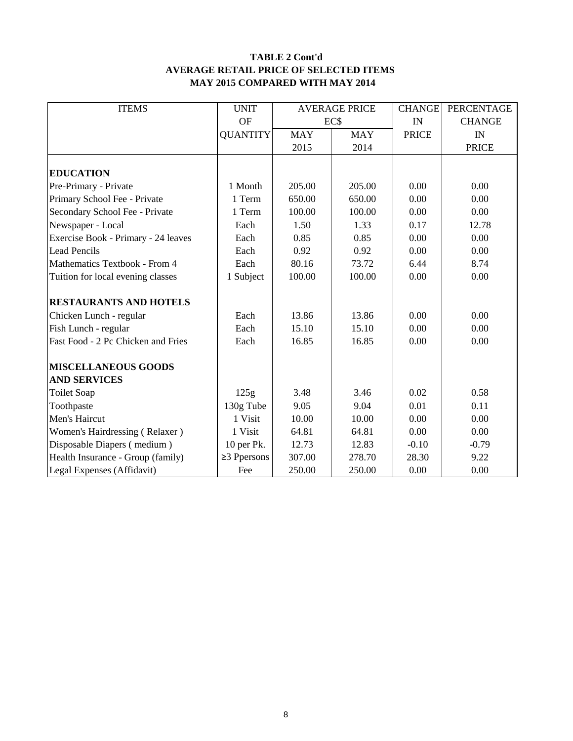**TABLE 2 Cont'd**
**AVERAGE RETAIL PRICE OF SELECTED ITEMS**
**MAY 2015 COMPARED WITH MAY 2014**

| ITEMS | UNIT OF QUANTITY | AVERAGE PRICE EC$ | | CHANGE IN PRICE | PERCENTAGE CHANGE IN PRICE |
|---|---|---|---|---|---|
| | | MAY 2015 | MAY 2014 | | |
| **EDUCATION** | | | | | |
| Pre-Primary - Private | 1 Month | 205.00 | 205.00 | 0.00 | 0.00 |
| Primary School Fee - Private | 1 Term | 650.00 | 650.00 | 0.00 | 0.00 |
| Secondary School Fee - Private | 1 Term | 100.00 | 100.00 | 0.00 | 0.00 |
| Newspaper - Local | Each | 1.50 | 1.33 | 0.17 | 12.78 |
| Exercise Book - Primary - 24 leaves | Each | 0.85 | 0.85 | 0.00 | 0.00 |
| Lead Pencils | Each | 0.92 | 0.92 | 0.00 | 0.00 |
| Mathematics Textbook - From 4 | Each | 80.16 | 73.72 | 6.44 | 8.74 |
| Tuition for local evening classes | 1 Subject | 100.00 | 100.00 | 0.00 | 0.00 |
| **RESTAURANTS AND HOTELS** | | | | | |
| Chicken Lunch - regular | Each | 13.86 | 13.86 | 0.00 | 0.00 |
| Fish Lunch - regular | Each | 15.10 | 15.10 | 0.00 | 0.00 |
| Fast Food - 2 Pc Chicken and Fries | Each | 16.85 | 16.85 | 0.00 | 0.00 |
| **MISCELLANEOUS GOODS AND SERVICES** | | | | | |
| Toilet Soap | 125g | 3.48 | 3.46 | 0.02 | 0.58 |
| Toothpaste | 130g Tube | 9.05 | 9.04 | 0.01 | 0.11 |
| Men's Haircut | 1 Visit | 10.00 | 10.00 | 0.00 | 0.00 |
| Women's Hairdressing ( Relaxer ) | 1 Visit | 64.81 | 64.81 | 0.00 | 0.00 |
| Disposable Diapers ( medium ) | 10 per Pk. | 12.73 | 12.83 | -0.10 | -0.79 |
| Health Insurance - Group (family) | ≥3 Ppersons | 307.00 | 278.70 | 28.30 | 9.22 |
| Legal Expenses (Affidavit) | Fee | 250.00 | 250.00 | 0.00 | 0.00 |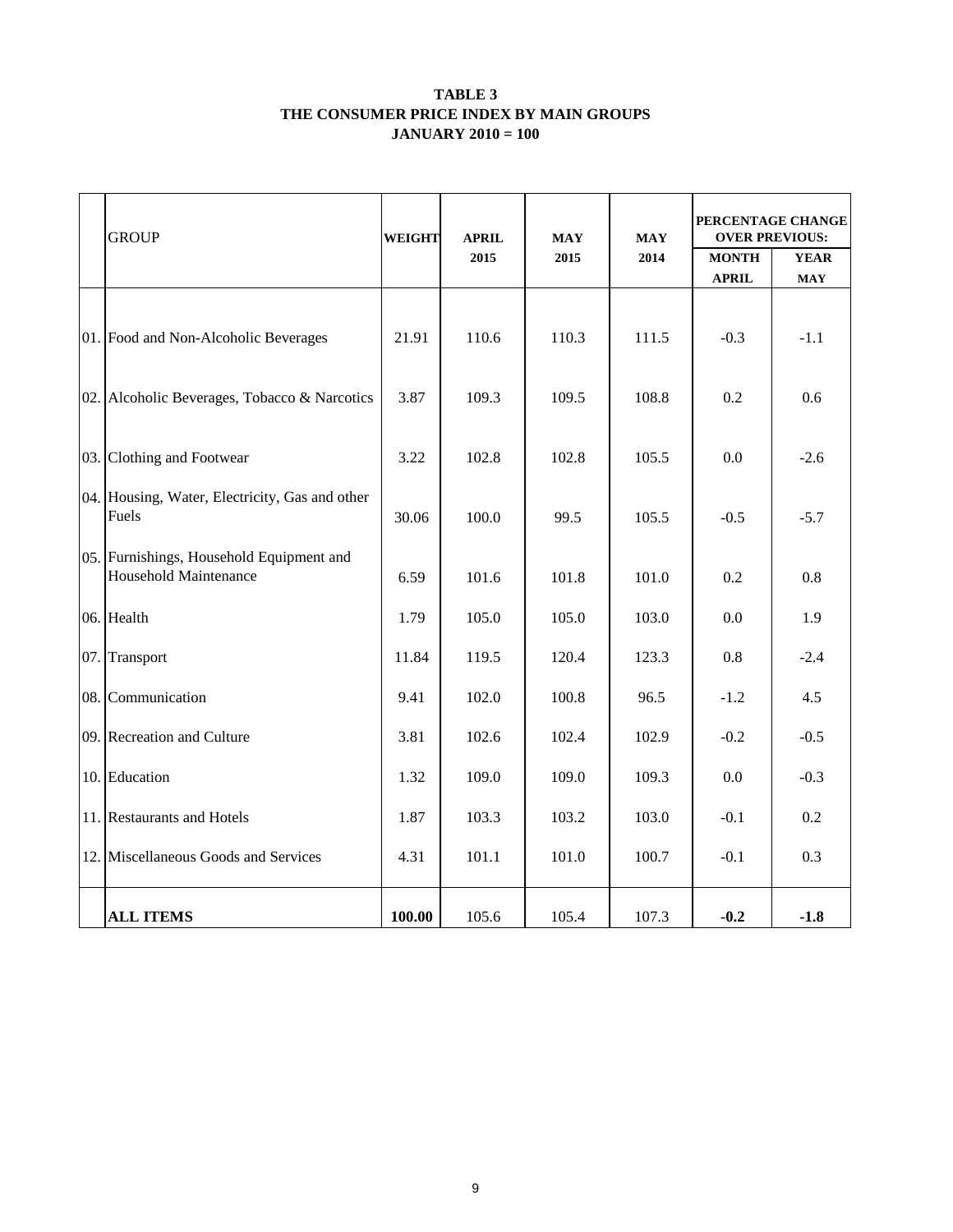**TABLE 3**
**THE CONSUMER PRICE INDEX BY MAIN GROUPS**
**JANUARY 2010 = 100**

| | GROUP | WEIGHT | APRIL 2015 | MAY 2015 | MAY 2014 | PERCENTAGE CHANGE OVER PREVIOUS: | |
|---|---|---|---|---|---|---|---|
| | | | | | | MONTH APRIL | YEAR MAY |
| 01. | Food and Non-Alcoholic Beverages | 21.91 | 110.6 | 110.3 | 111.5 | -0.3 | -1.1 |
| 02. | Alcoholic Beverages, Tobacco & Narcotics | 3.87 | 109.3 | 109.5 | 108.8 | 0.2 | 0.6 |
| 03. | Clothing and Footwear | 3.22 | 102.8 | 102.8 | 105.5 | 0.0 | -2.6 |
| 04. | Housing, Water, Electricity, Gas and other Fuels | 30.06 | 100.0 | 99.5 | 105.5 | -0.5 | -5.7 |
| 05. | Furnishings, Household Equipment and Household Maintenance | 6.59 | 101.6 | 101.8 | 101.0 | 0.2 | 0.8 |
| 06. | Health | 1.79 | 105.0 | 105.0 | 103.0 | 0.0 | 1.9 |
| 07. | Transport | 11.84 | 119.5 | 120.4 | 123.3 | 0.8 | -2.4 |
| 08. | Communication | 9.41 | 102.0 | 100.8 | 96.5 | -1.2 | 4.5 |
| 09. | Recreation and Culture | 3.81 | 102.6 | 102.4 | 102.9 | -0.2 | -0.5 |
| 10. | Education | 1.32 | 109.0 | 109.0 | 109.3 | 0.0 | -0.3 |
| 11. | Restaurants and Hotels | 1.87 | 103.3 | 103.2 | 103.0 | -0.1 | 0.2 |
| 12. | Miscellaneous Goods and Services | 4.31 | 101.1 | 101.0 | 100.7 | -0.1 | 0.3 |
| | **ALL ITEMS** | **100.00** | 105.6 | 105.4 | 107.3 | **-0.2** | **-1.8** |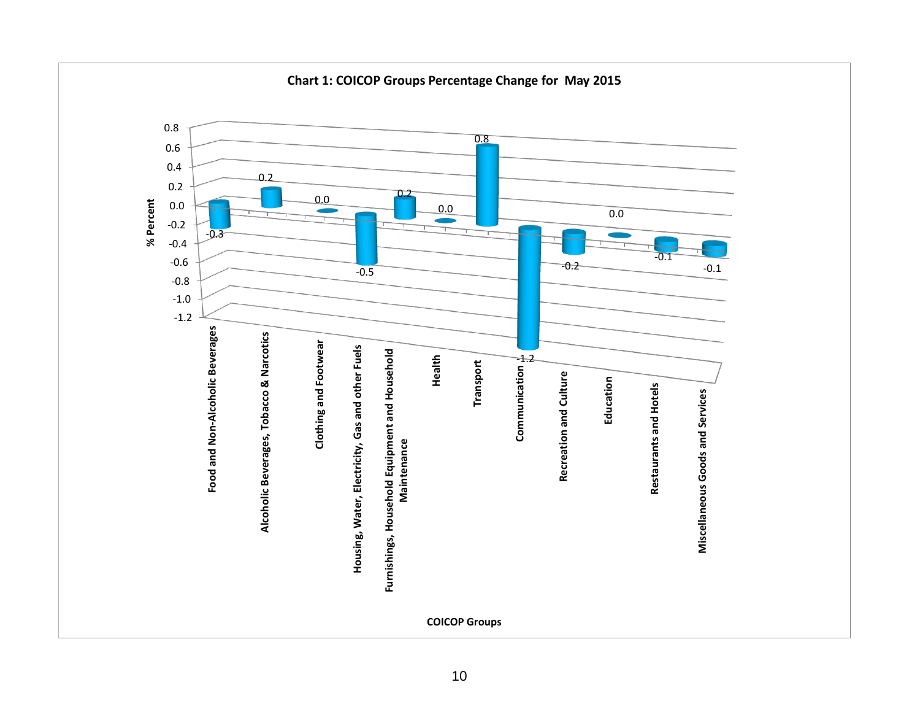**Chart 1: COICOP Groups Percentage Change for May 2015**

| COICOP Groups | % Percent |
|---|---|
| Food and Non-Alcoholic Beverages | -0.3 |
| Alcoholic Beverages, Tobacco & Narcotics | 0.2 |
| Clothing and Footwear | 0.0 |
| Housing, Water, Electricity, Gas and other Fuels | -0.5 |
| Furnishings, Household Equipment and Household Maintenance | 0.2 |
| Health | 0.0 |
| Transport | 0.8 |
| Communication | -1.2 |
| Recreation and Culture | -0.2 |
| Education | 0.0 |
| Restaurants and Hotels | -0.1 |
| Miscellaneous Goods and Services | -0.1 |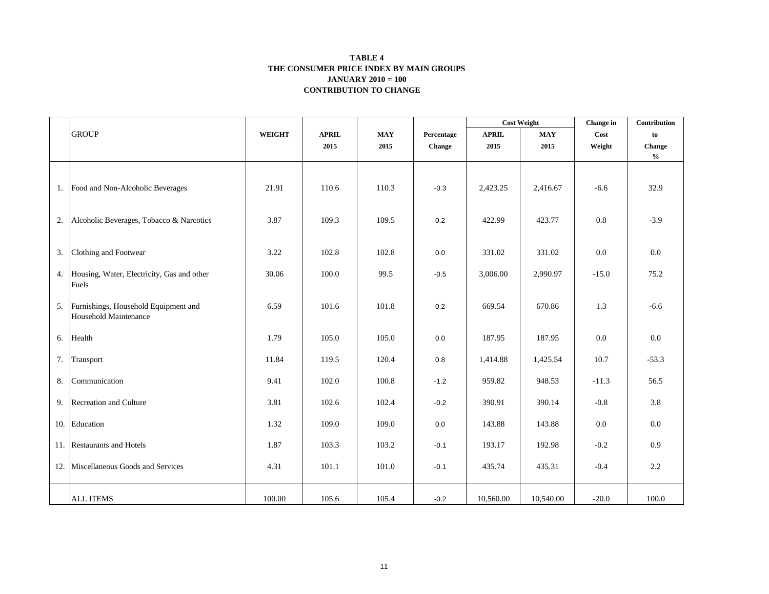**TABLE 4**
**THE CONSUMER PRICE INDEX BY MAIN GROUPS**
**JANUARY 2010 = 100**
**CONTRIBUTION TO CHANGE**

| | GROUP | WEIGHT | APRIL 2015 | MAY 2015 | Percentage Change | Cost Weight APRIL 2015 | Cost Weight MAY 2015 | Change in Cost Weight | Contribution to Change % |
|---|---|---|---|---|---|---|---|---|---|
| 1. | Food and Non-Alcoholic Beverages | 21.91 | 110.6 | 110.3 | -0.3 | 2,423.25 | 2,416.67 | -6.6 | 32.9 |
| 2. | Alcoholic Beverages, Tobacco & Narcotics | 3.87 | 109.3 | 109.5 | 0.2 | 422.99 | 423.77 | 0.8 | -3.9 |
| 3. | Clothing and Footwear | 3.22 | 102.8 | 102.8 | 0.0 | 331.02 | 331.02 | 0.0 | 0.0 |
| 4. | Housing, Water, Electricity, Gas and other Fuels | 30.06 | 100.0 | 99.5 | -0.5 | 3,006.00 | 2,990.97 | -15.0 | 75.2 |
| 5. | Furnishings, Household Equipment and Household Maintenance | 6.59 | 101.6 | 101.8 | 0.2 | 669.54 | 670.86 | 1.3 | -6.6 |
| 6. | Health | 1.79 | 105.0 | 105.0 | 0.0 | 187.95 | 187.95 | 0.0 | 0.0 |
| 7. | Transport | 11.84 | 119.5 | 120.4 | 0.8 | 1,414.88 | 1,425.54 | 10.7 | -53.3 |
| 8. | Communication | 9.41 | 102.0 | 100.8 | -1.2 | 959.82 | 948.53 | -11.3 | 56.5 |
| 9. | Recreation and Culture | 3.81 | 102.6 | 102.4 | -0.2 | 390.91 | 390.14 | -0.8 | 3.8 |
| 10. | Education | 1.32 | 109.0 | 109.0 | 0.0 | 143.88 | 143.88 | 0.0 | 0.0 |
| 11. | Restaurants and Hotels | 1.87 | 103.3 | 103.2 | -0.1 | 193.17 | 192.98 | -0.2 | 0.9 |
| 12. | Miscellaneous Goods and Services | 4.31 | 101.1 | 101.0 | -0.1 | 435.74 | 435.31 | -0.4 | 2.2 |
| | ALL ITEMS | 100.00 | 105.6 | 105.4 | -0.2 | 10,560.00 | 10,540.00 | -20.0 | 100.0 |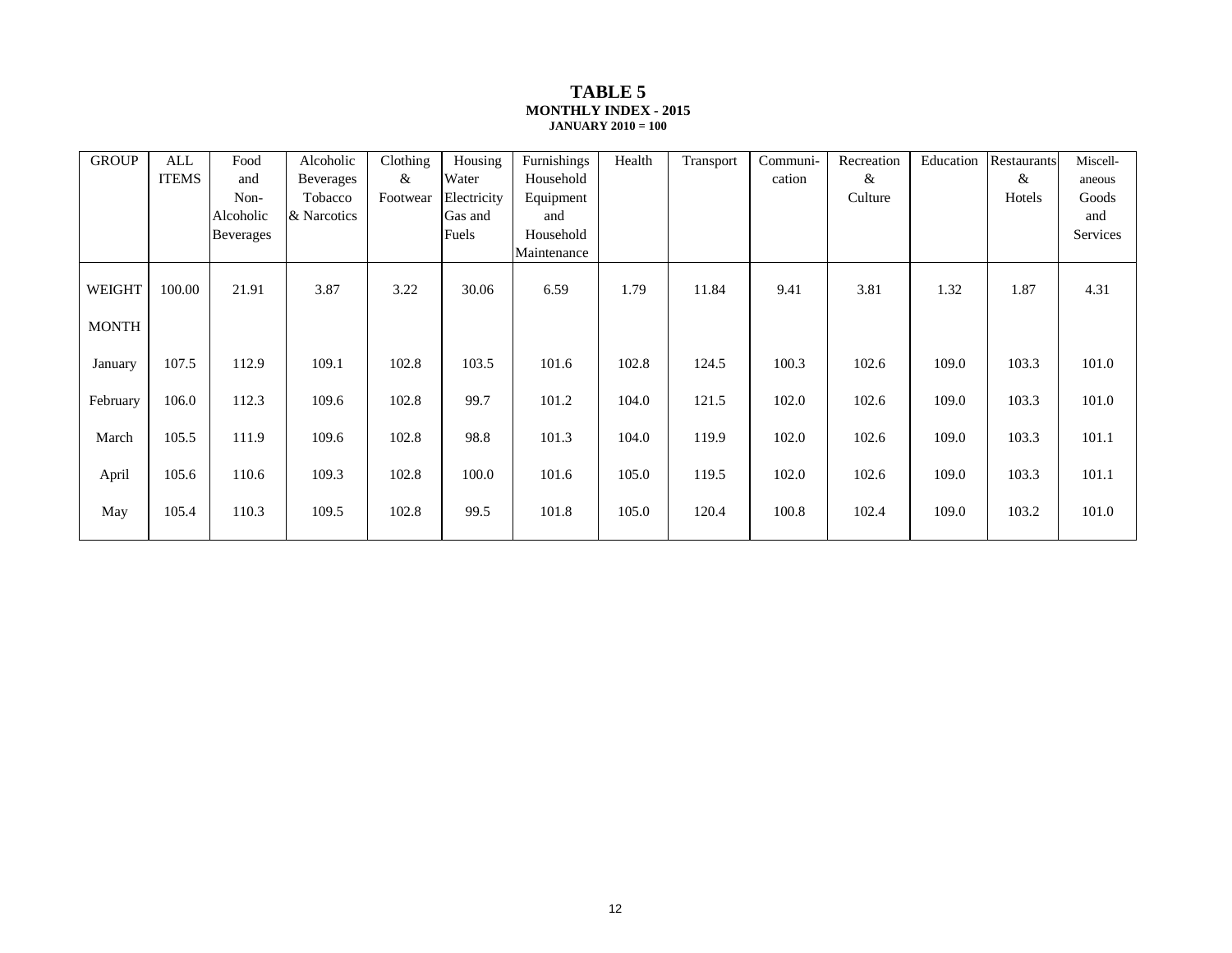# TABLE 5

**MONTHLY INDEX - 2015**

**JANUARY 2010 = 100**

| GROUP | ALL ITEMS | Food and Non-Alcoholic Beverages | Alcoholic Beverages Tobacco & Narcotics | Clothing & Footwear | Housing Water Electricity Gas and Fuels | Furnishings Household Equipment and Household Maintenance | Health | Transport | Communi-cation | Recreation & Culture | Education | Restaurants & Hotels | Miscell-aneous Goods and Services |
|---|---|---|---|---|---|---|---|---|---|---|---|---|---|
| WEIGHT | 100.00 | 21.91 | 3.87 | 3.22 | 30.06 | 6.59 | 1.79 | 11.84 | 9.41 | 3.81 | 1.32 | 1.87 | 4.31 |
| MONTH | | | | | | | | | | | | | |
| January | 107.5 | 112.9 | 109.1 | 102.8 | 103.5 | 101.6 | 102.8 | 124.5 | 100.3 | 102.6 | 109.0 | 103.3 | 101.0 |
| February | 106.0 | 112.3 | 109.6 | 102.8 | 99.7 | 101.2 | 104.0 | 121.5 | 102.0 | 102.6 | 109.0 | 103.3 | 101.0 |
| March | 105.5 | 111.9 | 109.6 | 102.8 | 98.8 | 101.3 | 104.0 | 119.9 | 102.0 | 102.6 | 109.0 | 103.3 | 101.1 |
| April | 105.6 | 110.6 | 109.3 | 102.8 | 100.0 | 101.6 | 105.0 | 119.5 | 102.0 | 102.6 | 109.0 | 103.3 | 101.1 |
| May | 105.4 | 110.3 | 109.5 | 102.8 | 99.5 | 101.8 | 105.0 | 120.4 | 100.8 | 102.4 | 109.0 | 103.2 | 101.0 |